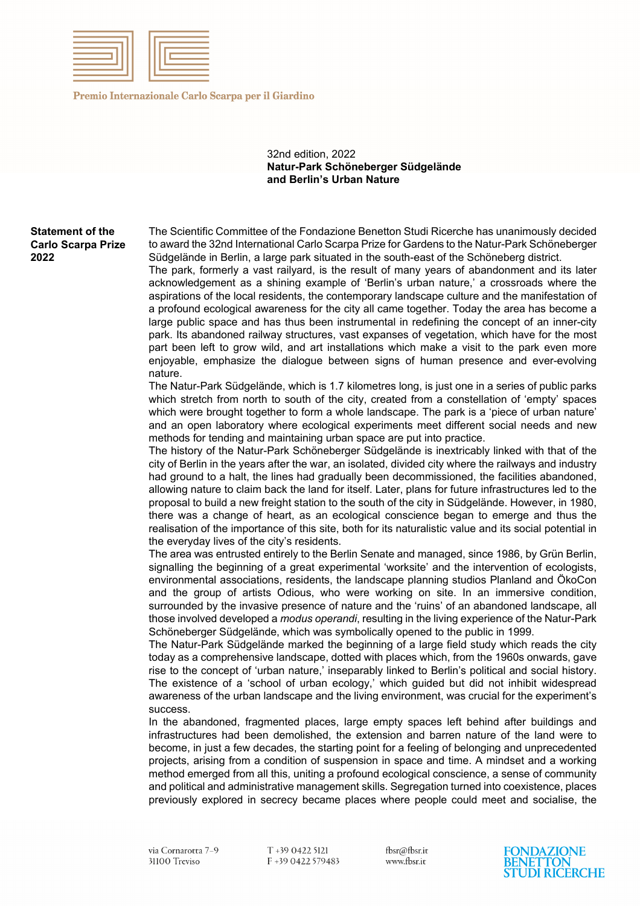Premio Internazionale Carlo Scarpa per il Giardino

32nd edition, 2022
**Natur-Park Schöneberger Südgelände and Berlin's Urban Nature**

**Statement of the Carlo Scarpa Prize 2022**

The Scientific Committee of the Fondazione Benetton Studi Ricerche has unanimously decided to award the 32nd International Carlo Scarpa Prize for Gardens to the Natur-Park Schöneberger Südgelände in Berlin, a large park situated in the south-east of the Schöneberg district.

The park, formerly a vast railyard, is the result of many years of abandonment and its later acknowledgement as a shining example of 'Berlin's urban nature,' a crossroads where the aspirations of the local residents, the contemporary landscape culture and the manifestation of a profound ecological awareness for the city all came together. Today the area has become a large public space and has thus been instrumental in redefining the concept of an inner-city park. Its abandoned railway structures, vast expanses of vegetation, which have for the most part been left to grow wild, and art installations which make a visit to the park even more enjoyable, emphasize the dialogue between signs of human presence and ever-evolving nature.

The Natur-Park Südgelände, which is 1.7 kilometres long, is just one in a series of public parks which stretch from north to south of the city, created from a constellation of 'empty' spaces which were brought together to form a whole landscape. The park is a 'piece of urban nature' and an open laboratory where ecological experiments meet different social needs and new methods for tending and maintaining urban space are put into practice.

The history of the Natur-Park Schöneberger Südgelände is inextricably linked with that of the city of Berlin in the years after the war, an isolated, divided city where the railways and industry had ground to a halt, the lines had gradually been decommissioned, the facilities abandoned, allowing nature to claim back the land for itself. Later, plans for future infrastructures led to the proposal to build a new freight station to the south of the city in Südgelände. However, in 1980, there was a change of heart, as an ecological conscience began to emerge and thus the realisation of the importance of this site, both for its naturalistic value and its social potential in the everyday lives of the city's residents.

The area was entrusted entirely to the Berlin Senate and managed, since 1986, by Grün Berlin, signalling the beginning of a great experimental 'worksite' and the intervention of ecologists, environmental associations, residents, the landscape planning studios Planland and ÖkoCon and the group of artists Odious, who were working on site. In an immersive condition, surrounded by the invasive presence of nature and the 'ruins' of an abandoned landscape, all those involved developed a *modus operandi*, resulting in the living experience of the Natur-Park Schöneberger Südgelände, which was symbolically opened to the public in 1999.

The Natur-Park Südgelände marked the beginning of a large field study which reads the city today as a comprehensive landscape, dotted with places which, from the 1960s onwards, gave rise to the concept of 'urban nature,' inseparably linked to Berlin's political and social history. The existence of a 'school of urban ecology,' which guided but did not inhibit widespread awareness of the urban landscape and the living environment, was crucial for the experiment's success.

In the abandoned, fragmented places, large empty spaces left behind after buildings and infrastructures had been demolished, the extension and barren nature of the land were to become, in just a few decades, the starting point for a feeling of belonging and unprecedented projects, arising from a condition of suspension in space and time. A mindset and a working method emerged from all this, uniting a profound ecological conscience, a sense of community and political and administrative management skills. Segregation turned into coexistence, places previously explored in secrecy became places where people could meet and socialise, the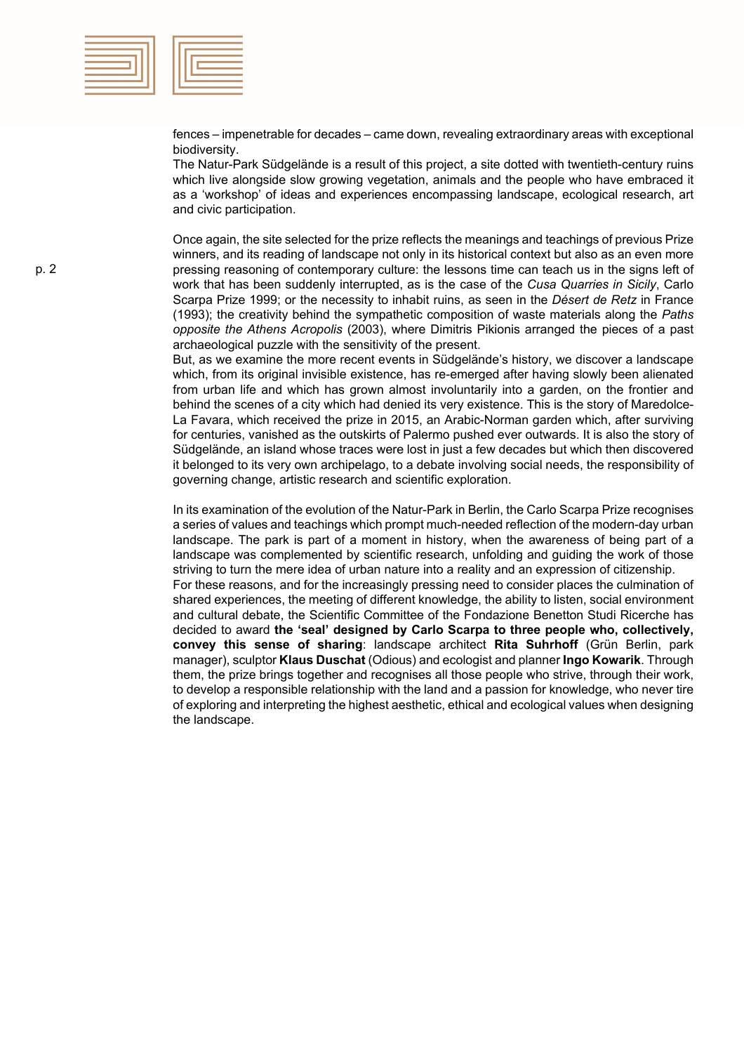fences – impenetrable for decades – came down, revealing extraordinary areas with exceptional biodiversity.
The Natur-Park Südgelände is a result of this project, a site dotted with twentieth-century ruins which live alongside slow growing vegetation, animals and the people who have embraced it as a 'workshop' of ideas and experiences encompassing landscape, ecological research, art and civic participation.

Once again, the site selected for the prize reflects the meanings and teachings of previous Prize winners, and its reading of landscape not only in its historical context but also as an even more pressing reasoning of contemporary culture: the lessons time can teach us in the signs left of work that has been suddenly interrupted, as is the case of the *Cusa Quarries in Sicily*, Carlo Scarpa Prize 1999; or the necessity to inhabit ruins, as seen in the *Désert de Retz* in France (1993); the creativity behind the sympathetic composition of waste materials along the *Paths opposite the Athens Acropolis* (2003), where Dimitris Pikionis arranged the pieces of a past archaeological puzzle with the sensitivity of the present.
But, as we examine the more recent events in Südgelände's history, we discover a landscape which, from its original invisible existence, has re-emerged after having slowly been alienated from urban life and which has grown almost involuntarily into a garden, on the frontier and behind the scenes of a city which had denied its very existence. This is the story of Maredolce-La Favara, which received the prize in 2015, an Arabic-Norman garden which, after surviving for centuries, vanished as the outskirts of Palermo pushed ever outwards. It is also the story of Südgelände, an island whose traces were lost in just a few decades but which then discovered it belonged to its very own archipelago, to a debate involving social needs, the responsibility of governing change, artistic research and scientific exploration.

In its examination of the evolution of the Natur-Park in Berlin, the Carlo Scarpa Prize recognises a series of values and teachings which prompt much-needed reflection of the modern-day urban landscape. The park is part of a moment in history, when the awareness of being part of a landscape was complemented by scientific research, unfolding and guiding the work of those striving to turn the mere idea of urban nature into a reality and an expression of citizenship.
For these reasons, and for the increasingly pressing need to consider places the culmination of shared experiences, the meeting of different knowledge, the ability to listen, social environment and cultural debate, the Scientific Committee of the Fondazione Benetton Studi Ricerche has decided to award **the 'seal' designed by Carlo Scarpa to three people who, collectively, convey this sense of sharing**: landscape architect **Rita Suhrhoff** (Grün Berlin, park manager), sculptor **Klaus Duschat** (Odious) and ecologist and planner **Ingo Kowarik**. Through them, the prize brings together and recognises all those people who strive, through their work, to develop a responsible relationship with the land and a passion for knowledge, who never tire of exploring and interpreting the highest aesthetic, ethical and ecological values when designing the landscape.